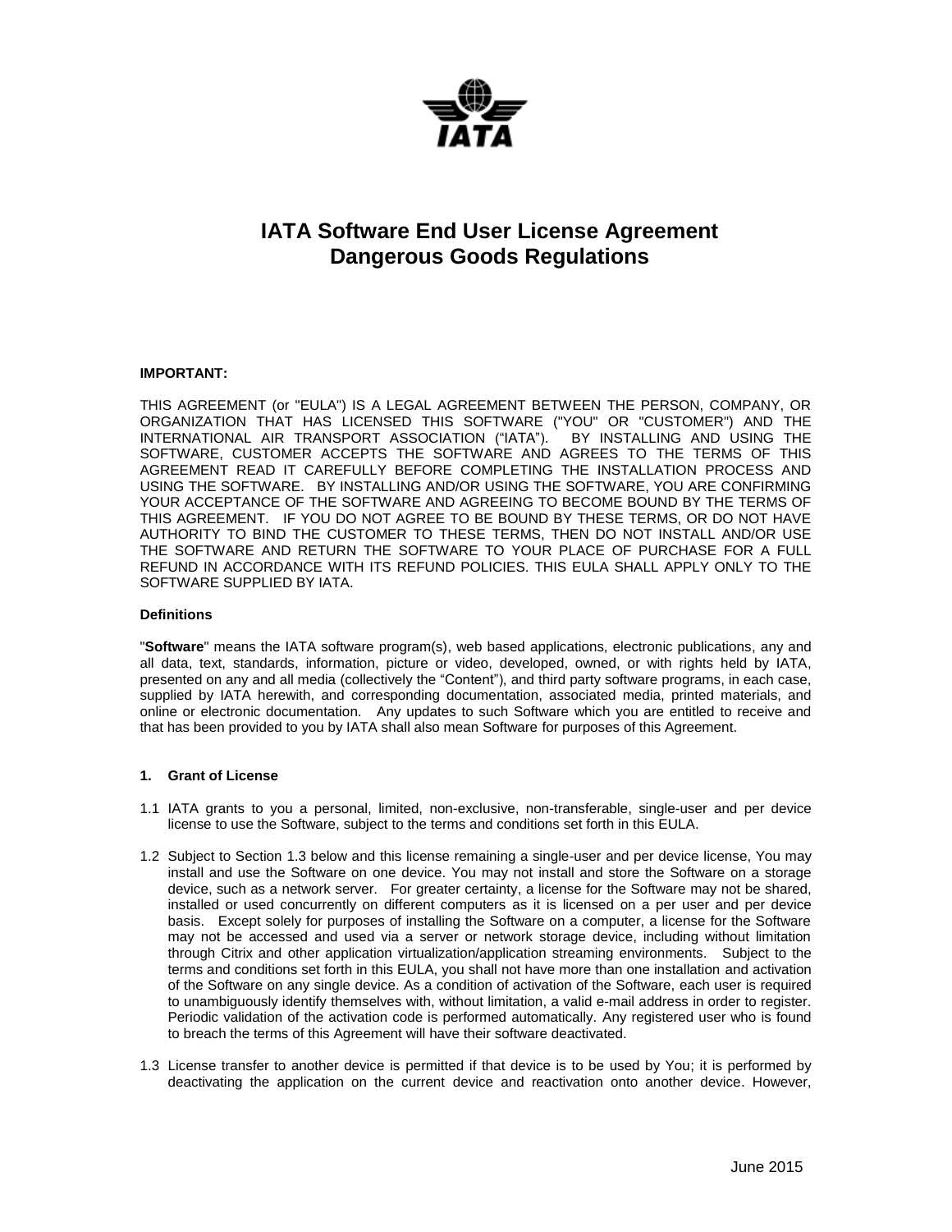# IATA Software End User License Agreement
# Dangerous Goods Regulations

**IMPORTANT:**

THIS AGREEMENT (or "EULA") IS A LEGAL AGREEMENT BETWEEN THE PERSON, COMPANY, OR ORGANIZATION THAT HAS LICENSED THIS SOFTWARE ("YOU" OR "CUSTOMER") AND THE INTERNATIONAL AIR TRANSPORT ASSOCIATION ("IATA"). BY INSTALLING AND USING THE SOFTWARE, CUSTOMER ACCEPTS THE SOFTWARE AND AGREES TO THE TERMS OF THIS AGREEMENT READ IT CAREFULLY BEFORE COMPLETING THE INSTALLATION PROCESS AND USING THE SOFTWARE. BY INSTALLING AND/OR USING THE SOFTWARE, YOU ARE CONFIRMING YOUR ACCEPTANCE OF THE SOFTWARE AND AGREEING TO BECOME BOUND BY THE TERMS OF THIS AGREEMENT. IF YOU DO NOT AGREE TO BE BOUND BY THESE TERMS, OR DO NOT HAVE AUTHORITY TO BIND THE CUSTOMER TO THESE TERMS, THEN DO NOT INSTALL AND/OR USE THE SOFTWARE AND RETURN THE SOFTWARE TO YOUR PLACE OF PURCHASE FOR A FULL REFUND IN ACCORDANCE WITH ITS REFUND POLICIES. THIS EULA SHALL APPLY ONLY TO THE SOFTWARE SUPPLIED BY IATA.

**Definitions**

"**Software**" means the IATA software program(s), web based applications, electronic publications, any and all data, text, standards, information, picture or video, developed, owned, or with rights held by IATA, presented on any and all media (collectively the "Content"), and third party software programs, in each case, supplied by IATA herewith, and corresponding documentation, associated media, printed materials, and online or electronic documentation. Any updates to such Software which you are entitled to receive and that has been provided to you by IATA shall also mean Software for purposes of this Agreement.

**1. Grant of License**

1.1 IATA grants to you a personal, limited, non-exclusive, non-transferable, single-user and per device license to use the Software, subject to the terms and conditions set forth in this EULA.

1.2 Subject to Section 1.3 below and this license remaining a single-user and per device license, You may install and use the Software on one device. You may not install and store the Software on a storage device, such as a network server. For greater certainty, a license for the Software may not be shared, installed or used concurrently on different computers as it is licensed on a per user and per device basis. Except solely for purposes of installing the Software on a computer, a license for the Software may not be accessed and used via a server or network storage device, including without limitation through Citrix and other application virtualization/application streaming environments. Subject to the terms and conditions set forth in this EULA, you shall not have more than one installation and activation of the Software on any single device. As a condition of activation of the Software, each user is required to unambiguously identify themselves with, without limitation, a valid e-mail address in order to register. Periodic validation of the activation code is performed automatically. Any registered user who is found to breach the terms of this Agreement will have their software deactivated.

1.3 License transfer to another device is permitted if that device is to be used by You; it is performed by deactivating the application on the current device and reactivation onto another device. However,

June 2015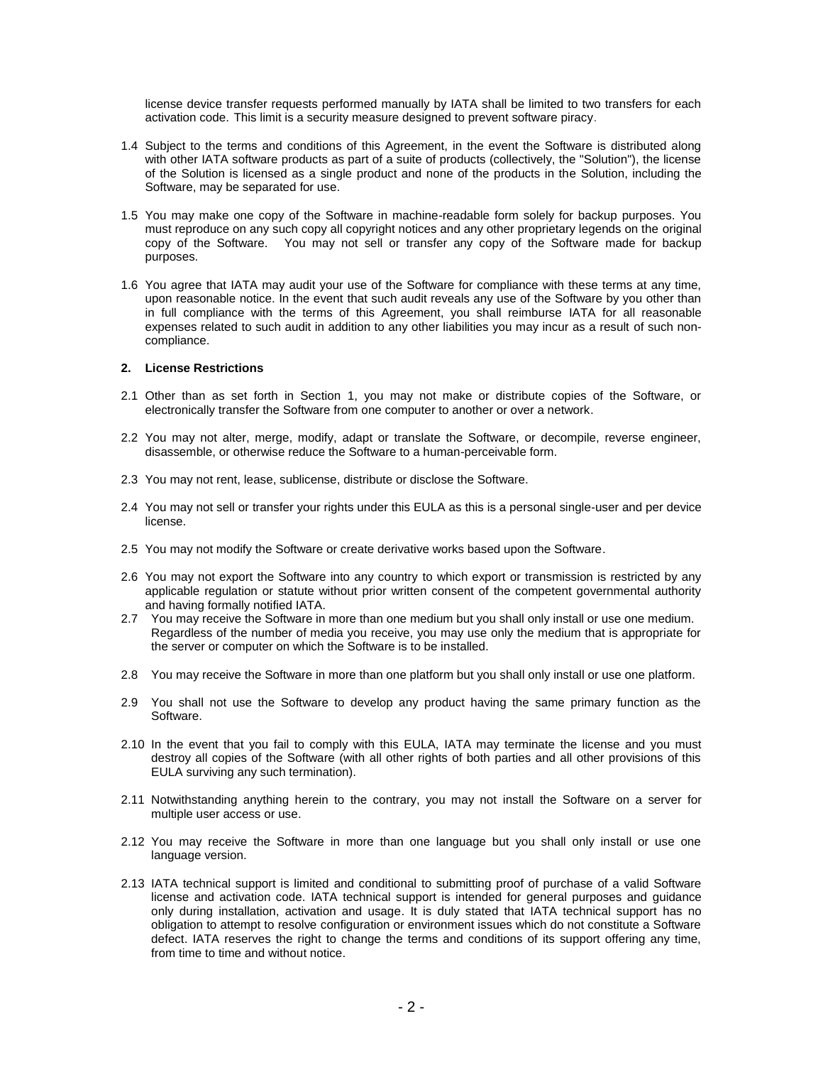license device transfer requests performed manually by IATA shall be limited to two transfers for each activation code. This limit is a security measure designed to prevent software piracy.

1.4 Subject to the terms and conditions of this Agreement, in the event the Software is distributed along with other IATA software products as part of a suite of products (collectively, the "Solution"), the license of the Solution is licensed as a single product and none of the products in the Solution, including the Software, may be separated for use.

1.5 You may make one copy of the Software in machine-readable form solely for backup purposes. You must reproduce on any such copy all copyright notices and any other proprietary legends on the original copy of the Software. You may not sell or transfer any copy of the Software made for backup purposes.

1.6 You agree that IATA may audit your use of the Software for compliance with these terms at any time, upon reasonable notice. In the event that such audit reveals any use of the Software by you other than in full compliance with the terms of this Agreement, you shall reimburse IATA for all reasonable expenses related to such audit in addition to any other liabilities you may incur as a result of such non-compliance.

**2. License Restrictions**

2.1 Other than as set forth in Section 1, you may not make or distribute copies of the Software, or electronically transfer the Software from one computer to another or over a network.

2.2 You may not alter, merge, modify, adapt or translate the Software, or decompile, reverse engineer, disassemble, or otherwise reduce the Software to a human-perceivable form.

2.3 You may not rent, lease, sublicense, distribute or disclose the Software.

2.4 You may not sell or transfer your rights under this EULA as this is a personal single-user and per device license.

2.5 You may not modify the Software or create derivative works based upon the Software.

2.6 You may not export the Software into any country to which export or transmission is restricted by any applicable regulation or statute without prior written consent of the competent governmental authority and having formally notified IATA.

2.7 You may receive the Software in more than one medium but you shall only install or use one medium. Regardless of the number of media you receive, you may use only the medium that is appropriate for the server or computer on which the Software is to be installed.

2.8 You may receive the Software in more than one platform but you shall only install or use one platform.

2.9 You shall not use the Software to develop any product having the same primary function as the Software.

2.10 In the event that you fail to comply with this EULA, IATA may terminate the license and you must destroy all copies of the Software (with all other rights of both parties and all other provisions of this EULA surviving any such termination).

2.11 Notwithstanding anything herein to the contrary, you may not install the Software on a server for multiple user access or use.

2.12 You may receive the Software in more than one language but you shall only install or use one language version.

2.13 IATA technical support is limited and conditional to submitting proof of purchase of a valid Software license and activation code. IATA technical support is intended for general purposes and guidance only during installation, activation and usage. It is duly stated that IATA technical support has no obligation to attempt to resolve configuration or environment issues which do not constitute a Software defect. IATA reserves the right to change the terms and conditions of its support offering any time, from time to time and without notice.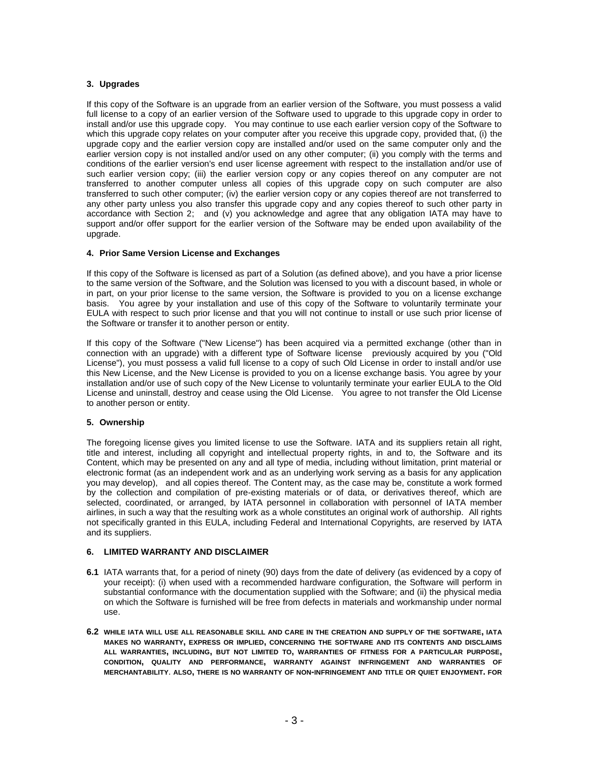### 3. Upgrades

If this copy of the Software is an upgrade from an earlier version of the Software, you must possess a valid full license to a copy of an earlier version of the Software used to upgrade to this upgrade copy in order to install and/or use this upgrade copy. You may continue to use each earlier version copy of the Software to which this upgrade copy relates on your computer after you receive this upgrade copy, provided that, (i) the upgrade copy and the earlier version copy are installed and/or used on the same computer only and the earlier version copy is not installed and/or used on any other computer; (ii) you comply with the terms and conditions of the earlier version's end user license agreement with respect to the installation and/or use of such earlier version copy; (iii) the earlier version copy or any copies thereof on any computer are not transferred to another computer unless all copies of this upgrade copy on such computer are also transferred to such other computer; (iv) the earlier version copy or any copies thereof are not transferred to any other party unless you also transfer this upgrade copy and any copies thereof to such other party in accordance with Section 2; and (v) you acknowledge and agree that any obligation IATA may have to support and/or offer support for the earlier version of the Software may be ended upon availability of the upgrade.

### 4. Prior Same Version License and Exchanges

If this copy of the Software is licensed as part of a Solution (as defined above), and you have a prior license to the same version of the Software, and the Solution was licensed to you with a discount based, in whole or in part, on your prior license to the same version, the Software is provided to you on a license exchange basis. You agree by your installation and use of this copy of the Software to voluntarily terminate your EULA with respect to such prior license and that you will not continue to install or use such prior license of the Software or transfer it to another person or entity.

If this copy of the Software ("New License") has been acquired via a permitted exchange (other than in connection with an upgrade) with a different type of Software license previously acquired by you ("Old License"), you must possess a valid full license to a copy of such Old License in order to install and/or use this New License, and the New License is provided to you on a license exchange basis. You agree by your installation and/or use of such copy of the New License to voluntarily terminate your earlier EULA to the Old License and uninstall, destroy and cease using the Old License. You agree to not transfer the Old License to another person or entity.

### 5. Ownership

The foregoing license gives you limited license to use the Software. IATA and its suppliers retain all right, title and interest, including all copyright and intellectual property rights, in and to, the Software and its Content, which may be presented on any and all type of media, including without limitation, print material or electronic format (as an independent work and as an underlying work serving as a basis for any application you may develop), and all copies thereof. The Content may, as the case may be, constitute a work formed by the collection and compilation of pre-existing materials or of data, or derivatives thereof, which are selected, coordinated, or arranged, by IATA personnel in collaboration with personnel of IATA member airlines, in such a way that the resulting work as a whole constitutes an original work of authorship. All rights not specifically granted in this EULA, including Federal and International Copyrights, are reserved by IATA and its suppliers.

### 6. LIMITED WARRANTY AND DISCLAIMER

**6.1** IATA warrants that, for a period of ninety (90) days from the date of delivery (as evidenced by a copy of your receipt): (i) when used with a recommended hardware configuration, the Software will perform in substantial conformance with the documentation supplied with the Software; and (ii) the physical media on which the Software is furnished will be free from defects in materials and workmanship under normal use.

**6.2** WHILE IATA WILL USE ALL REASONABLE SKILL AND CARE IN THE CREATION AND SUPPLY OF THE SOFTWARE, IATA MAKES NO WARRANTY, EXPRESS OR IMPLIED, CONCERNING THE SOFTWARE AND ITS CONTENTS AND DISCLAIMS ALL WARRANTIES, INCLUDING, BUT NOT LIMITED TO, WARRANTIES OF FITNESS FOR A PARTICULAR PURPOSE, CONDITION, QUALITY AND PERFORMANCE, WARRANTY AGAINST INFRINGEMENT AND WARRANTIES OF MERCHANTABILITY. ALSO, THERE IS NO WARRANTY OF NON-INFRINGEMENT AND TITLE OR QUIET ENJOYMENT. FOR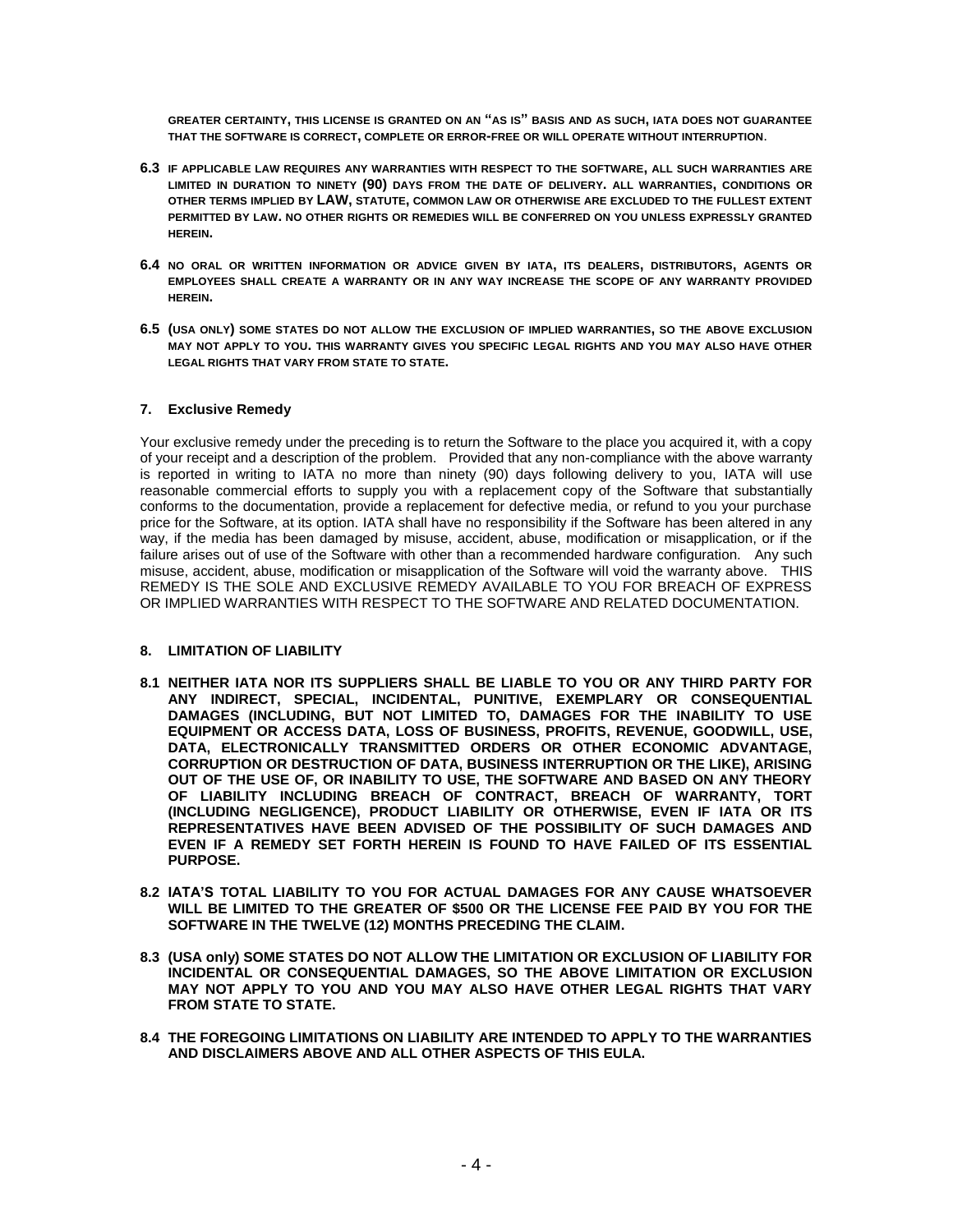GREATER CERTAINTY, THIS LICENSE IS GRANTED ON AN "AS IS" BASIS AND AS SUCH, IATA DOES NOT GUARANTEE THAT THE SOFTWARE IS CORRECT, COMPLETE OR ERROR-FREE OR WILL OPERATE WITHOUT INTERRUPTION.

**6.3** IF APPLICABLE LAW REQUIRES ANY WARRANTIES WITH RESPECT TO THE SOFTWARE, ALL SUCH WARRANTIES ARE LIMITED IN DURATION TO NINETY (90) DAYS FROM THE DATE OF DELIVERY. ALL WARRANTIES, CONDITIONS OR OTHER TERMS IMPLIED BY LAW, STATUTE, COMMON LAW OR OTHERWISE ARE EXCLUDED TO THE FULLEST EXTENT PERMITTED BY LAW. NO OTHER RIGHTS OR REMEDIES WILL BE CONFERRED ON YOU UNLESS EXPRESSLY GRANTED HEREIN.

**6.4** NO ORAL OR WRITTEN INFORMATION OR ADVICE GIVEN BY IATA, ITS DEALERS, DISTRIBUTORS, AGENTS OR EMPLOYEES SHALL CREATE A WARRANTY OR IN ANY WAY INCREASE THE SCOPE OF ANY WARRANTY PROVIDED HEREIN.

**6.5** (USA ONLY) SOME STATES DO NOT ALLOW THE EXCLUSION OF IMPLIED WARRANTIES, SO THE ABOVE EXCLUSION MAY NOT APPLY TO YOU. THIS WARRANTY GIVES YOU SPECIFIC LEGAL RIGHTS AND YOU MAY ALSO HAVE OTHER LEGAL RIGHTS THAT VARY FROM STATE TO STATE.

## 7. Exclusive Remedy

Your exclusive remedy under the preceding is to return the Software to the place you acquired it, with a copy of your receipt and a description of the problem. Provided that any non-compliance with the above warranty is reported in writing to IATA no more than ninety (90) days following delivery to you, IATA will use reasonable commercial efforts to supply you with a replacement copy of the Software that substantially conforms to the documentation, provide a replacement for defective media, or refund to you your purchase price for the Software, at its option. IATA shall have no responsibility if the Software has been altered in any way, if the media has been damaged by misuse, accident, abuse, modification or misapplication, or if the failure arises out of use of the Software with other than a recommended hardware configuration. Any such misuse, accident, abuse, modification or misapplication of the Software will void the warranty above. THIS REMEDY IS THE SOLE AND EXCLUSIVE REMEDY AVAILABLE TO YOU FOR BREACH OF EXPRESS OR IMPLIED WARRANTIES WITH RESPECT TO THE SOFTWARE AND RELATED DOCUMENTATION.

## 8. LIMITATION OF LIABILITY

**8.1 NEITHER IATA NOR ITS SUPPLIERS SHALL BE LIABLE TO YOU OR ANY THIRD PARTY FOR ANY INDIRECT, SPECIAL, INCIDENTAL, PUNITIVE, EXEMPLARY OR CONSEQUENTIAL DAMAGES (INCLUDING, BUT NOT LIMITED TO, DAMAGES FOR THE INABILITY TO USE EQUIPMENT OR ACCESS DATA, LOSS OF BUSINESS, PROFITS, REVENUE, GOODWILL, USE, DATA, ELECTRONICALLY TRANSMITTED ORDERS OR OTHER ECONOMIC ADVANTAGE, CORRUPTION OR DESTRUCTION OF DATA, BUSINESS INTERRUPTION OR THE LIKE), ARISING OUT OF THE USE OF, OR INABILITY TO USE, THE SOFTWARE AND BASED ON ANY THEORY OF LIABILITY INCLUDING BREACH OF CONTRACT, BREACH OF WARRANTY, TORT (INCLUDING NEGLIGENCE), PRODUCT LIABILITY OR OTHERWISE, EVEN IF IATA OR ITS REPRESENTATIVES HAVE BEEN ADVISED OF THE POSSIBILITY OF SUCH DAMAGES AND EVEN IF A REMEDY SET FORTH HEREIN IS FOUND TO HAVE FAILED OF ITS ESSENTIAL PURPOSE.**

**8.2 IATA'S TOTAL LIABILITY TO YOU FOR ACTUAL DAMAGES FOR ANY CAUSE WHATSOEVER WILL BE LIMITED TO THE GREATER OF $500 OR THE LICENSE FEE PAID BY YOU FOR THE SOFTWARE IN THE TWELVE (12) MONTHS PRECEDING THE CLAIM.**

**8.3 (USA only) SOME STATES DO NOT ALLOW THE LIMITATION OR EXCLUSION OF LIABILITY FOR INCIDENTAL OR CONSEQUENTIAL DAMAGES, SO THE ABOVE LIMITATION OR EXCLUSION MAY NOT APPLY TO YOU AND YOU MAY ALSO HAVE OTHER LEGAL RIGHTS THAT VARY FROM STATE TO STATE.**

**8.4 THE FOREGOING LIMITATIONS ON LIABILITY ARE INTENDED TO APPLY TO THE WARRANTIES AND DISCLAIMERS ABOVE AND ALL OTHER ASPECTS OF THIS EULA.**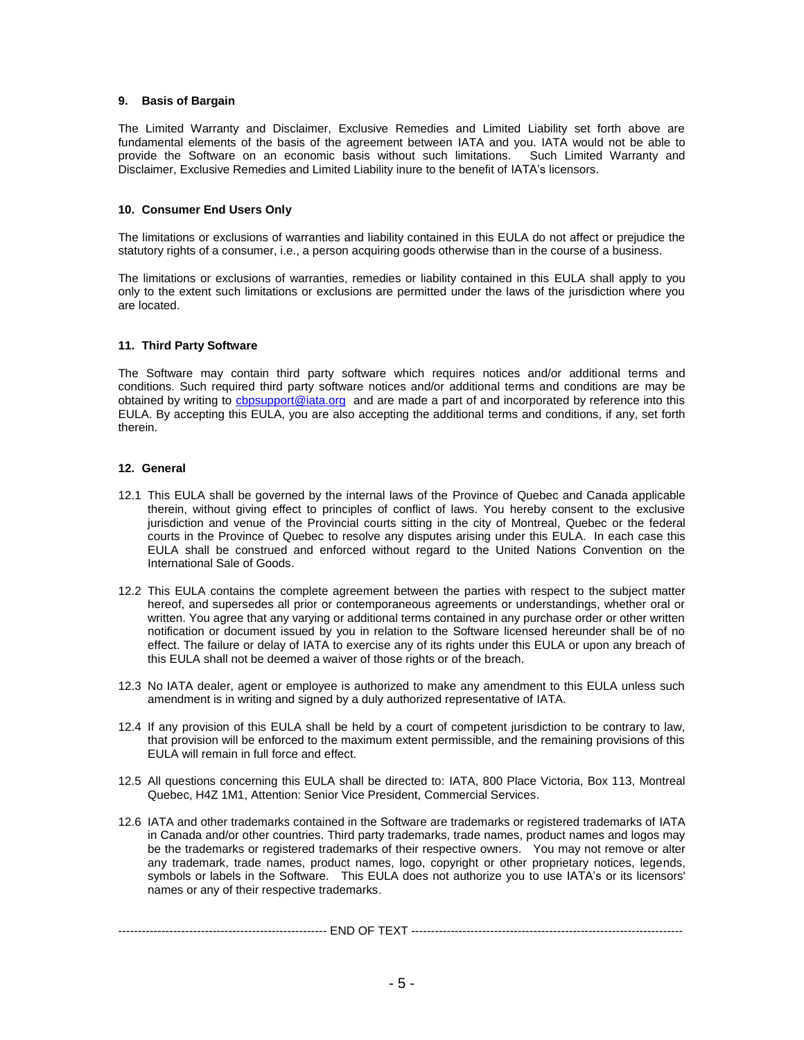### 9. Basis of Bargain

The Limited Warranty and Disclaimer, Exclusive Remedies and Limited Liability set forth above are fundamental elements of the basis of the agreement between IATA and you. IATA would not be able to provide the Software on an economic basis without such limitations. Such Limited Warranty and Disclaimer, Exclusive Remedies and Limited Liability inure to the benefit of IATA's licensors.

### 10. Consumer End Users Only

The limitations or exclusions of warranties and liability contained in this EULA do not affect or prejudice the statutory rights of a consumer, i.e., a person acquiring goods otherwise than in the course of a business.

The limitations or exclusions of warranties, remedies or liability contained in this EULA shall apply to you only to the extent such limitations or exclusions are permitted under the laws of the jurisdiction where you are located.

### 11. Third Party Software

The Software may contain third party software which requires notices and/or additional terms and conditions. Such required third party software notices and/or additional terms and conditions are may be obtained by writing to cbpsupport@iata.org and are made a part of and incorporated by reference into this EULA. By accepting this EULA, you are also accepting the additional terms and conditions, if any, set forth therein.

### 12. General

12.1 This EULA shall be governed by the internal laws of the Province of Quebec and Canada applicable therein, without giving effect to principles of conflict of laws. You hereby consent to the exclusive jurisdiction and venue of the Provincial courts sitting in the city of Montreal, Quebec or the federal courts in the Province of Quebec to resolve any disputes arising under this EULA. In each case this EULA shall be construed and enforced without regard to the United Nations Convention on the International Sale of Goods.

12.2 This EULA contains the complete agreement between the parties with respect to the subject matter hereof, and supersedes all prior or contemporaneous agreements or understandings, whether oral or written. You agree that any varying or additional terms contained in any purchase order or other written notification or document issued by you in relation to the Software licensed hereunder shall be of no effect. The failure or delay of IATA to exercise any of its rights under this EULA or upon any breach of this EULA shall not be deemed a waiver of those rights or of the breach.

12.3 No IATA dealer, agent or employee is authorized to make any amendment to this EULA unless such amendment is in writing and signed by a duly authorized representative of IATA.

12.4 If any provision of this EULA shall be held by a court of competent jurisdiction to be contrary to law, that provision will be enforced to the maximum extent permissible, and the remaining provisions of this EULA will remain in full force and effect.

12.5 All questions concerning this EULA shall be directed to: IATA, 800 Place Victoria, Box 113, Montreal Quebec, H4Z 1M1, Attention: Senior Vice President, Commercial Services.

12.6 IATA and other trademarks contained in the Software are trademarks or registered trademarks of IATA in Canada and/or other countries. Third party trademarks, trade names, product names and logos may be the trademarks or registered trademarks of their respective owners. You may not remove or alter any trademark, trade names, product names, logo, copyright or other proprietary notices, legends, symbols or labels in the Software. This EULA does not authorize you to use IATA's or its licensors' names or any of their respective trademarks.

------------------------------------------------------- END OF TEXT -----------------------------------------------------------------------